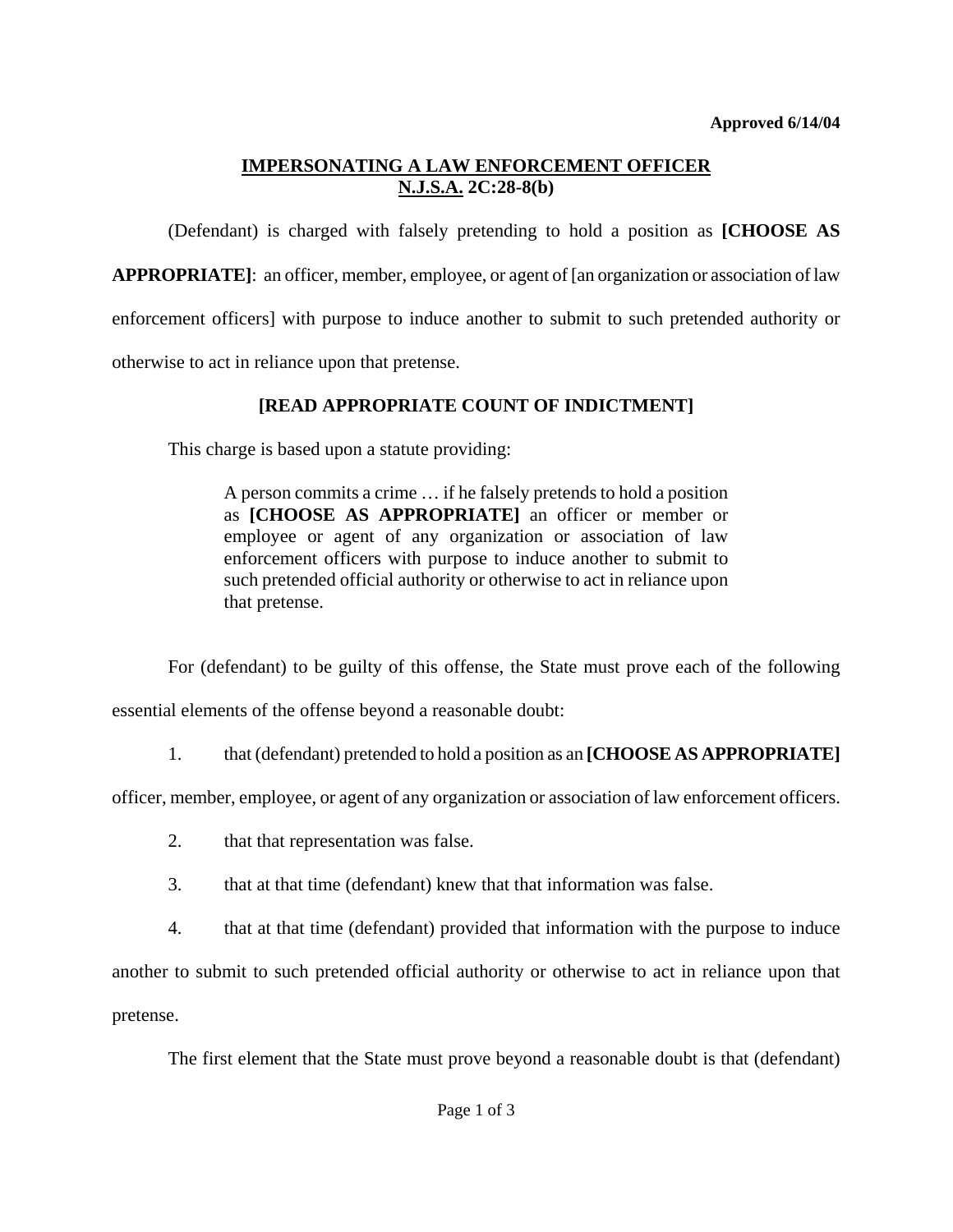**Approved 6/14/04**

# IMPERSONATING A LAW ENFORCEMENT OFFICER
## N.J.S.A. 2C:28-8(b)

(Defendant) is charged with falsely pretending to hold a position as **[CHOOSE AS APPROPRIATE]**: an officer, member, employee, or agent of [an organization or association of law enforcement officers] with purpose to induce another to submit to such pretended authority or otherwise to act in reliance upon that pretense.

**[READ APPROPRIATE COUNT OF INDICTMENT]**

This charge is based upon a statute providing:

> A person commits a crime … if he falsely pretends to hold a position as **[CHOOSE AS APPROPRIATE]** an officer or member or employee or agent of any organization or association of law enforcement officers with purpose to induce another to submit to such pretended official authority or otherwise to act in reliance upon that pretense.

For (defendant) to be guilty of this offense, the State must prove each of the following essential elements of the offense beyond a reasonable doubt:

1. that (defendant) pretended to hold a position as an **[CHOOSE AS APPROPRIATE]** officer, member, employee, or agent of any organization or association of law enforcement officers.
2. that that representation was false.
3. that at that time (defendant) knew that that information was false.
4. that at that time (defendant) provided that information with the purpose to induce another to submit to such pretended official authority or otherwise to act in reliance upon that pretense.

The first element that the State must prove beyond a reasonable doubt is that (defendant)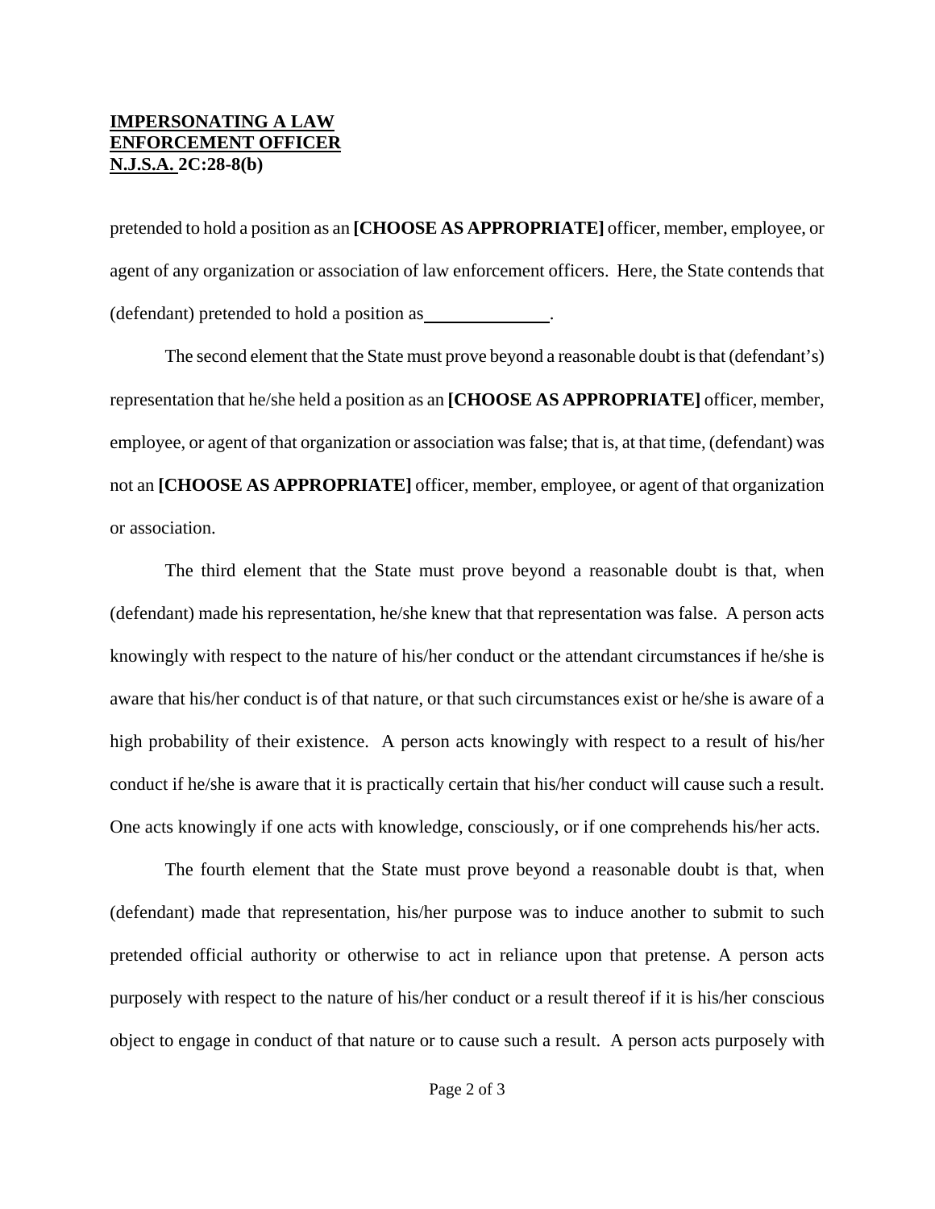pretended to hold a position as an **[CHOOSE AS APPROPRIATE]** officer, member, employee, or agent of any organization or association of law enforcement officers. Here, the State contends that (defendant) pretended to hold a position as ______________.

The second element that the State must prove beyond a reasonable doubt is that (defendant's) representation that he/she held a position as an **[CHOOSE AS APPROPRIATE]** officer, member, employee, or agent of that organization or association was false; that is, at that time, (defendant) was not an **[CHOOSE AS APPROPRIATE]** officer, member, employee, or agent of that organization or association.

The third element that the State must prove beyond a reasonable doubt is that, when (defendant) made his representation, he/she knew that that representation was false. A person acts knowingly with respect to the nature of his/her conduct or the attendant circumstances if he/she is aware that his/her conduct is of that nature, or that such circumstances exist or he/she is aware of a high probability of their existence. A person acts knowingly with respect to a result of his/her conduct if he/she is aware that it is practically certain that his/her conduct will cause such a result. One acts knowingly if one acts with knowledge, consciously, or if one comprehends his/her acts.

The fourth element that the State must prove beyond a reasonable doubt is that, when (defendant) made that representation, his/her purpose was to induce another to submit to such pretended official authority or otherwise to act in reliance upon that pretense. A person acts purposely with respect to the nature of his/her conduct or a result thereof if it is his/her conscious object to engage in conduct of that nature or to cause such a result. A person acts purposely with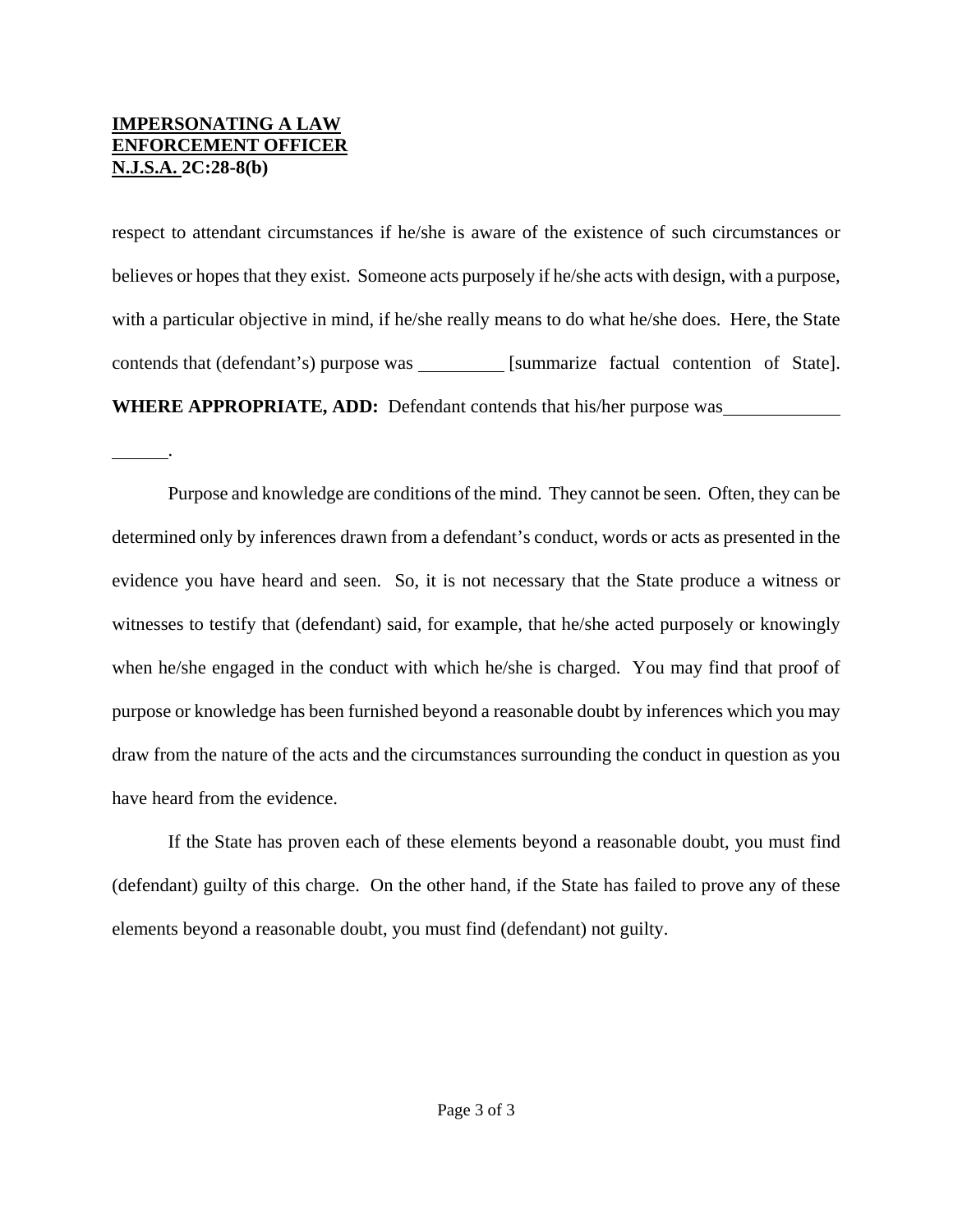respect to attendant circumstances if he/she is aware of the existence of such circumstances or believes or hopes that they exist. Someone acts purposely if he/she acts with design, with a purpose, with a particular objective in mind, if he/she really means to do what he/she does. Here, the State contends that (defendant's) purpose was __________ [summarize factual contention of State]. **WHERE APPROPRIATE, ADD:** Defendant contends that his/her purpose was____________________.

Purpose and knowledge are conditions of the mind. They cannot be seen. Often, they can be determined only by inferences drawn from a defendant's conduct, words or acts as presented in the evidence you have heard and seen. So, it is not necessary that the State produce a witness or witnesses to testify that (defendant) said, for example, that he/she acted purposely or knowingly when he/she engaged in the conduct with which he/she is charged. You may find that proof of purpose or knowledge has been furnished beyond a reasonable doubt by inferences which you may draw from the nature of the acts and the circumstances surrounding the conduct in question as you have heard from the evidence.

If the State has proven each of these elements beyond a reasonable doubt, you must find (defendant) guilty of this charge. On the other hand, if the State has failed to prove any of these elements beyond a reasonable doubt, you must find (defendant) not guilty.